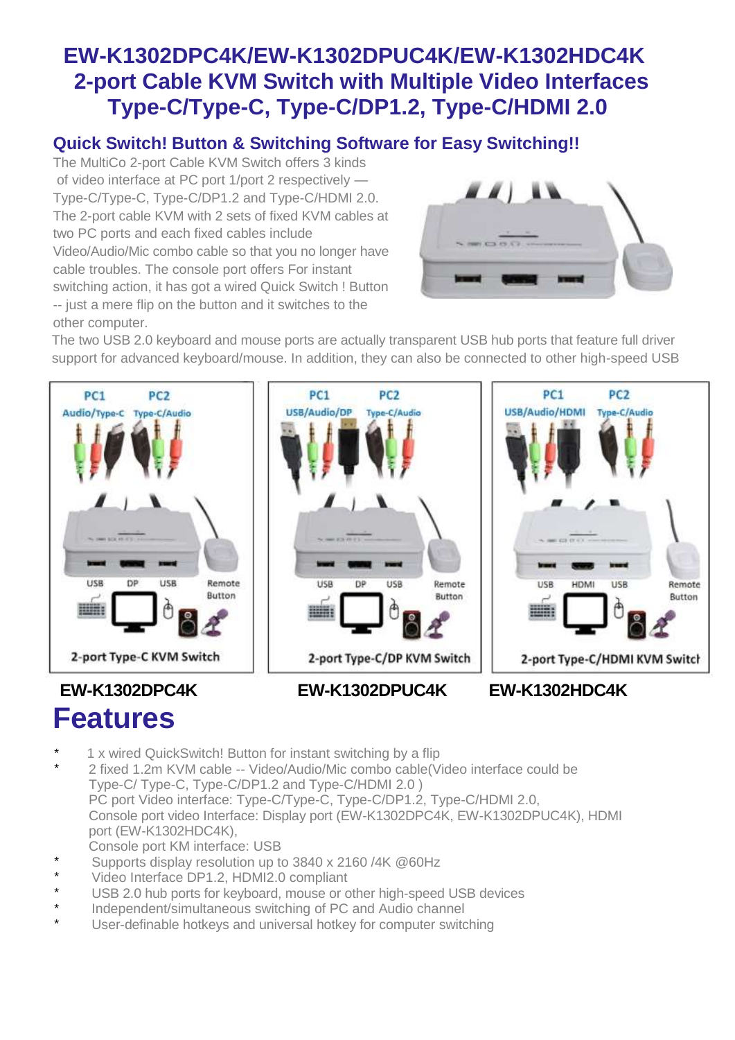# EW-K1302DPC4K/EW-K1302DPUC4K/EW-K1302HDC4K 2-port Cable KVM Switch with Multiple Video Interfaces Type-C/Type-C, Type-C/DP1.2, Type-C/HDMI 2.0

## Quick Switch! Button & Switching Software for Easy Switching!!

The MultiCo 2-port Cable KVM Switch offers 3 kinds of video interface at PC port 1/port 2 respectively — Type-C/Type-C, Type-C/DP1.2 and Type-C/HDMI 2.0. The 2-port cable KVM with 2 sets of fixed KVM cables at two PC ports and each fixed cables include Video/Audio/Mic combo cable so that you no longer have cable troubles. The console port offers For instant switching action, it has got a wired Quick Switch ! Button -- just a mere flip on the button and it switches to the other computer.

The two USB 2.0 keyboard and mouse ports are actually transparent USB hub ports that feature full driver support for advanced keyboard/mouse. In addition, they can also be connected to other high-speed USB

**EW-K1302DPC4K** **EW-K1302DPUC4K** **EW-K1302HDC4K**

# Features

- 1 x wired QuickSwitch! Button for instant switching by a flip
- 2 fixed 1.2m KVM cable -- Video/Audio/Mic combo cable(Video interface could be Type-C/ Type-C, Type-C/DP1.2 and Type-C/HDMI 2.0 )
  PC port Video interface: Type-C/Type-C, Type-C/DP1.2, Type-C/HDMI 2.0,
  Console port video Interface: Display port (EW-K1302DPC4K, EW-K1302DPUC4K), HDMI port (EW-K1302HDC4K),
  Console port KM interface: USB
- Supports display resolution up to 3840 x 2160 /4K @60Hz
- Video Interface DP1.2, HDMI2.0 compliant
- USB 2.0 hub ports for keyboard, mouse or other high-speed USB devices
- Independent/simultaneous switching of PC and Audio channel
- User-definable hotkeys and universal hotkey for computer switching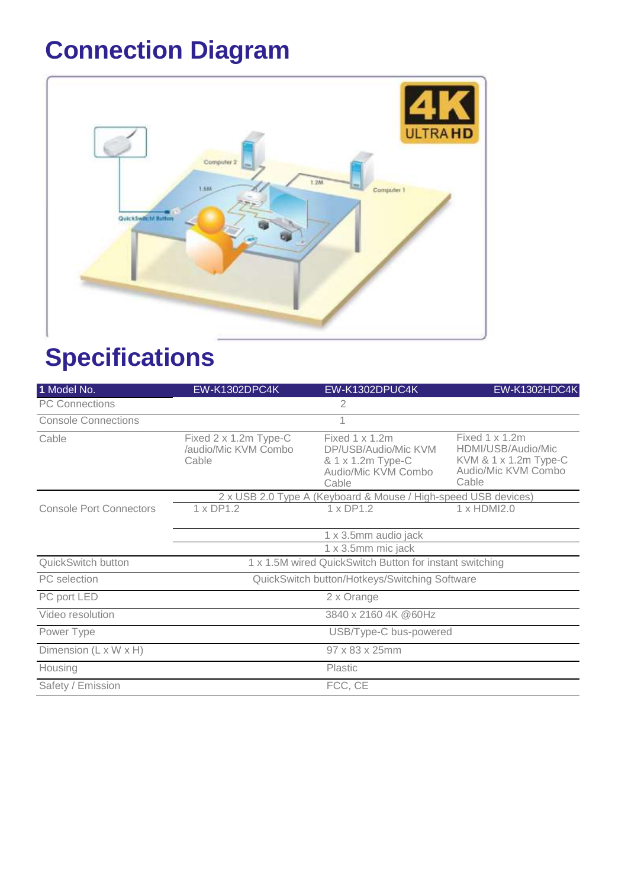# Connection Diagram

# Specifications

| 1 Model No. | EW-K1302DPC4K | EW-K1302DPUC4K | EW-K1302HDC4K |
|---|---|---|---|
| PC Connections | 2 | | |
| Console Connections | 1 | | |
| Cable | Fixed 2 x 1.2m Type-C /audio/Mic KVM Combo Cable | Fixed 1 x 1.2m DP/USB/Audio/Mic KVM & 1 x 1.2m Type-C Audio/Mic KVM Combo Cable | Fixed 1 x 1.2m HDMI/USB/Audio/Mic KVM & 1 x 1.2m Type-C Audio/Mic KVM Combo Cable |
| Console Port Connectors | 2 x USB 2.0 Type A (Keyboard & Mouse / High-speed USB devices) | | |
| | 1 x DP1.2 | 1 x DP1.2 | 1 x HDMI2.0 |
| | 1 x 3.5mm audio jack | | |
| | 1 x 3.5mm mic jack | | |
| QuickSwitch button | 1 x 1.5M wired QuickSwitch Button for instant switching | | |
| PC selection | QuickSwitch button/Hotkeys/Switching Software | | |
| PC port LED | 2 x Orange | | |
| Video resolution | 3840 x 2160 4K @60Hz | | |
| Power Type | USB/Type-C bus-powered | | |
| Dimension (L x W x H) | 97 x 83 x 25mm | | |
| Housing | Plastic | | |
| Safety / Emission | FCC, CE | | |